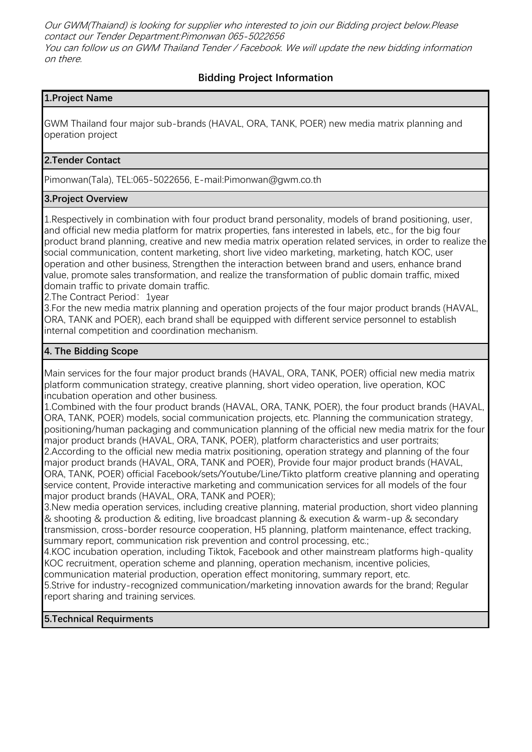*Our GWM(Thaiand) is looking for supplier who interested to join our Bidding project below.Please contact our Tender Department:Pimonwan 065-5022656*
*You can follow us on GWM Thailand Tender / Facebook. We will update the new bidding information on there.*

## Bidding Project Information

### 1.Project Name

GWM Thailand four major sub-brands (HAVAL, ORA, TANK, POER) new media matrix planning and operation project

### 2.Tender Contact

Pimonwan(Tala), TEL:065-5022656, E-mail:Pimonwan@gwm.co.th

### 3.Project Overview

1.Respectively in combination with four product brand personality, models of brand positioning, user, and official new media platform for matrix properties, fans interested in labels, etc., for the big four product brand planning, creative and new media matrix operation related services, in order to realize the social communication, content marketing, short live video marketing, marketing, hatch KOC, user operation and other business, Strengthen the interaction between brand and users, enhance brand value, promote sales transformation, and realize the transformation of public domain traffic, mixed domain traffic to private domain traffic.
2.The Contract Period: 1year
3.For the new media matrix planning and operation projects of the four major product brands (HAVAL, ORA, TANK and POER), each brand shall be equipped with different service personnel to establish internal competition and coordination mechanism.

### 4. The Bidding Scope

Main services for the four major product brands (HAVAL, ORA, TANK, POER) official new media matrix platform communication strategy, creative planning, short video operation, live operation, KOC incubation operation and other business.
1.Combined with the four product brands (HAVAL, ORA, TANK, POER), the four product brands (HAVAL, ORA, TANK, POER) models, social communication projects, etc. Planning the communication strategy, positioning/human packaging and communication planning of the official new media matrix for the four major product brands (HAVAL, ORA, TANK, POER), platform characteristics and user portraits;
2.According to the official new media matrix positioning, operation strategy and planning of the four major product brands (HAVAL, ORA, TANK and POER), Provide four major product brands (HAVAL, ORA, TANK, POER) official Facebook/sets/Youtube/Line/Tikto platform creative planning and operating service content, Provide interactive marketing and communication services for all models of the four major product brands (HAVAL, ORA, TANK and POER);
3.New media operation services, including creative planning, material production, short video planning & shooting & production & editing, live broadcast planning & execution & warm-up & secondary transmission, cross-border resource cooperation, H5 planning, platform maintenance, effect tracking, summary report, communication risk prevention and control processing, etc.;
4.KOC incubation operation, including Tiktok, Facebook and other mainstream platforms high-quality KOC recruitment, operation scheme and planning, operation mechanism, incentive policies, communication material production, operation effect monitoring, summary report, etc.
5.Strive for industry-recognized communication/marketing innovation awards for the brand; Regular report sharing and training services.

### 5.Technical Requirments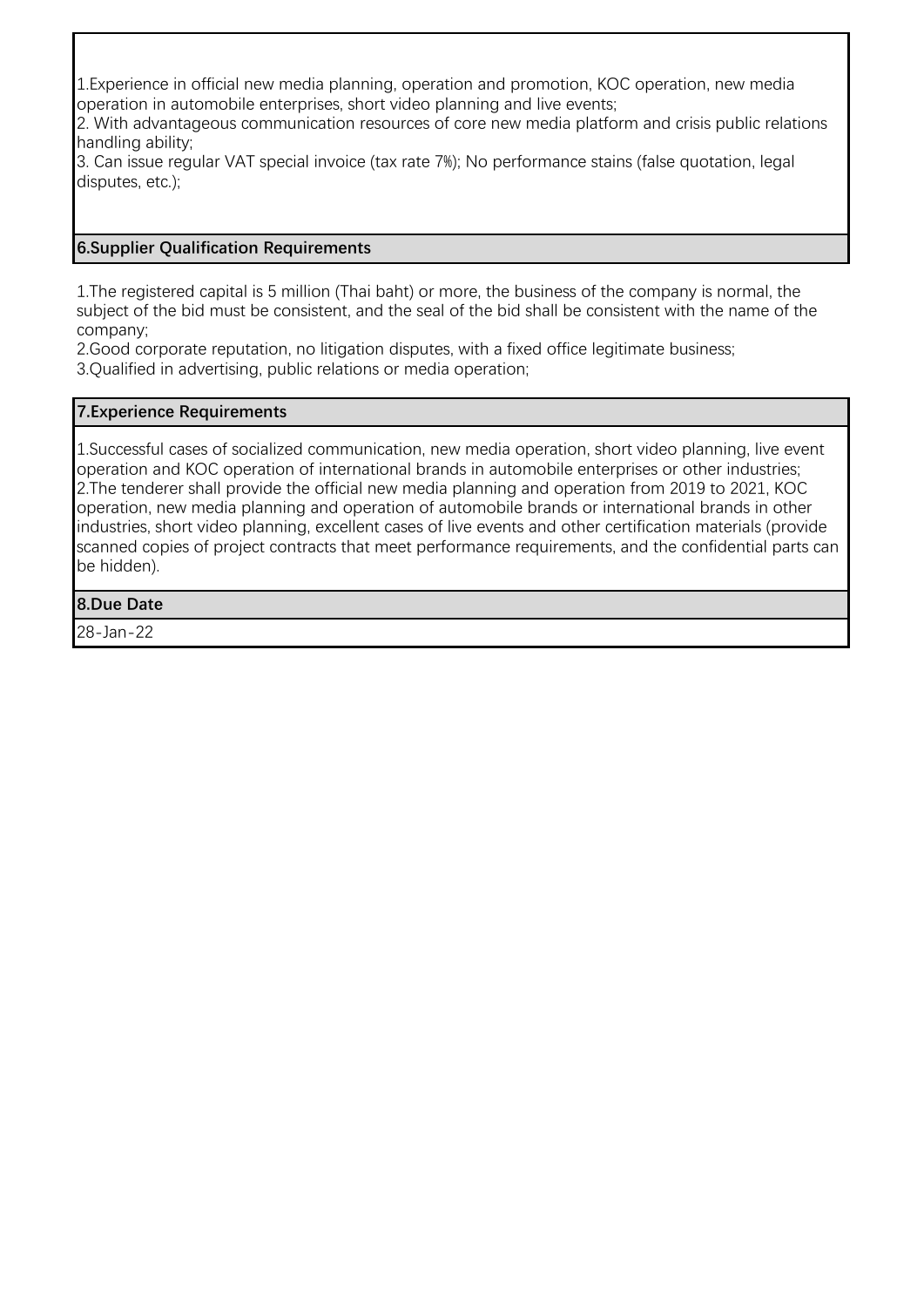1.Experience in official new media planning, operation and promotion, KOC operation, new media operation in automobile enterprises, short video planning and live events;
2. With advantageous communication resources of core new media platform and crisis public relations handling ability;
3. Can issue regular VAT special invoice (tax rate 7%); No performance stains (false quotation, legal disputes, etc.);

## 6.Supplier Qualification Requirements

1.The registered capital is 5 million (Thai baht) or more, the business of the company is normal, the subject of the bid must be consistent, and the seal of the bid shall be consistent with the name of the company;
2.Good corporate reputation, no litigation disputes, with a fixed office legitimate business;
3.Qualified in advertising, public relations or media operation;

## 7.Experience Requirements

1.Successful cases of socialized communication, new media operation, short video planning, live event operation and KOC operation of international brands in automobile enterprises or other industries;
2.The tenderer shall provide the official new media planning and operation from 2019 to 2021, KOC operation, new media planning and operation of automobile brands or international brands in other industries, short video planning, excellent cases of live events and other certification materials (provide scanned copies of project contracts that meet performance requirements, and the confidential parts can be hidden).

## 8.Due Date

28-Jan-22